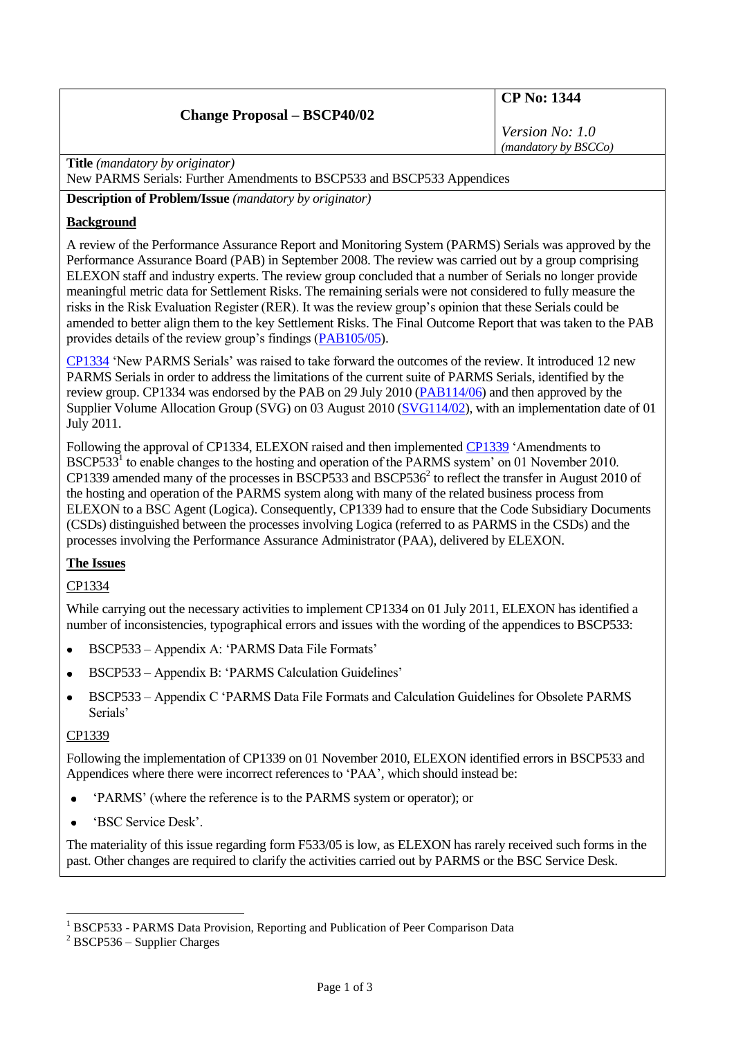| Change Proposal – BSCP40/02 | CP No: 1344 |
| --- | --- |
| | *Version No: 1.0* *(mandatory by BSCCo)* |

**Title** *(mandatory by originator)*

New PARMS Serials: Further Amendments to BSCP533 and BSCP533 Appendices

**Description of Problem/Issue** *(mandatory by originator)*

**Background**

A review of the Performance Assurance Report and Monitoring System (PARMS) Serials was approved by the Performance Assurance Board (PAB) in September 2008. The review was carried out by a group comprising ELEXON staff and industry experts. The review group concluded that a number of Serials no longer provide meaningful metric data for Settlement Risks. The remaining serials were not considered to fully measure the risks in the Risk Evaluation Register (RER). It was the review group's opinion that these Serials could be amended to better align them to the key Settlement Risks. The Final Outcome Report that was taken to the PAB provides details of the review group's findings (PAB105/05).

CP1334 'New PARMS Serials' was raised to take forward the outcomes of the review. It introduced 12 new PARMS Serials in order to address the limitations of the current suite of PARMS Serials, identified by the review group. CP1334 was endorsed by the PAB on 29 July 2010 (PAB114/06) and then approved by the Supplier Volume Allocation Group (SVG) on 03 August 2010 (SVG114/02), with an implementation date of 01 July 2011.

Following the approval of CP1334, ELEXON raised and then implemented CP1339 'Amendments to BSCP533[1] to enable changes to the hosting and operation of the PARMS system' on 01 November 2010. CP1339 amended many of the processes in BSCP533 and BSCP536[2] to reflect the transfer in August 2010 of the hosting and operation of the PARMS system along with many of the related business process from ELEXON to a BSC Agent (Logica). Consequently, CP1339 had to ensure that the Code Subsidiary Documents (CSDs) distinguished between the processes involving Logica (referred to as PARMS in the CSDs) and the processes involving the Performance Assurance Administrator (PAA), delivered by ELEXON.

**The Issues**

CP1334

While carrying out the necessary activities to implement CP1334 on 01 July 2011, ELEXON has identified a number of inconsistencies, typographical errors and issues with the wording of the appendices to BSCP533:

- BSCP533 – Appendix A: 'PARMS Data File Formats'
- BSCP533 – Appendix B: 'PARMS Calculation Guidelines'
- BSCP533 – Appendix C 'PARMS Data File Formats and Calculation Guidelines for Obsolete PARMS Serials'

CP1339

Following the implementation of CP1339 on 01 November 2010, ELEXON identified errors in BSCP533 and Appendices where there were incorrect references to 'PAA', which should instead be:

- 'PARMS' (where the reference is to the PARMS system or operator); or
- 'BSC Service Desk'.

The materiality of this issue regarding form F533/05 is low, as ELEXON has rarely received such forms in the past. Other changes are required to clarify the activities carried out by PARMS or the BSC Service Desk.

[1] BSCP533 - PARMS Data Provision, Reporting and Publication of Peer Comparison Data

[2] BSCP536 – Supplier Charges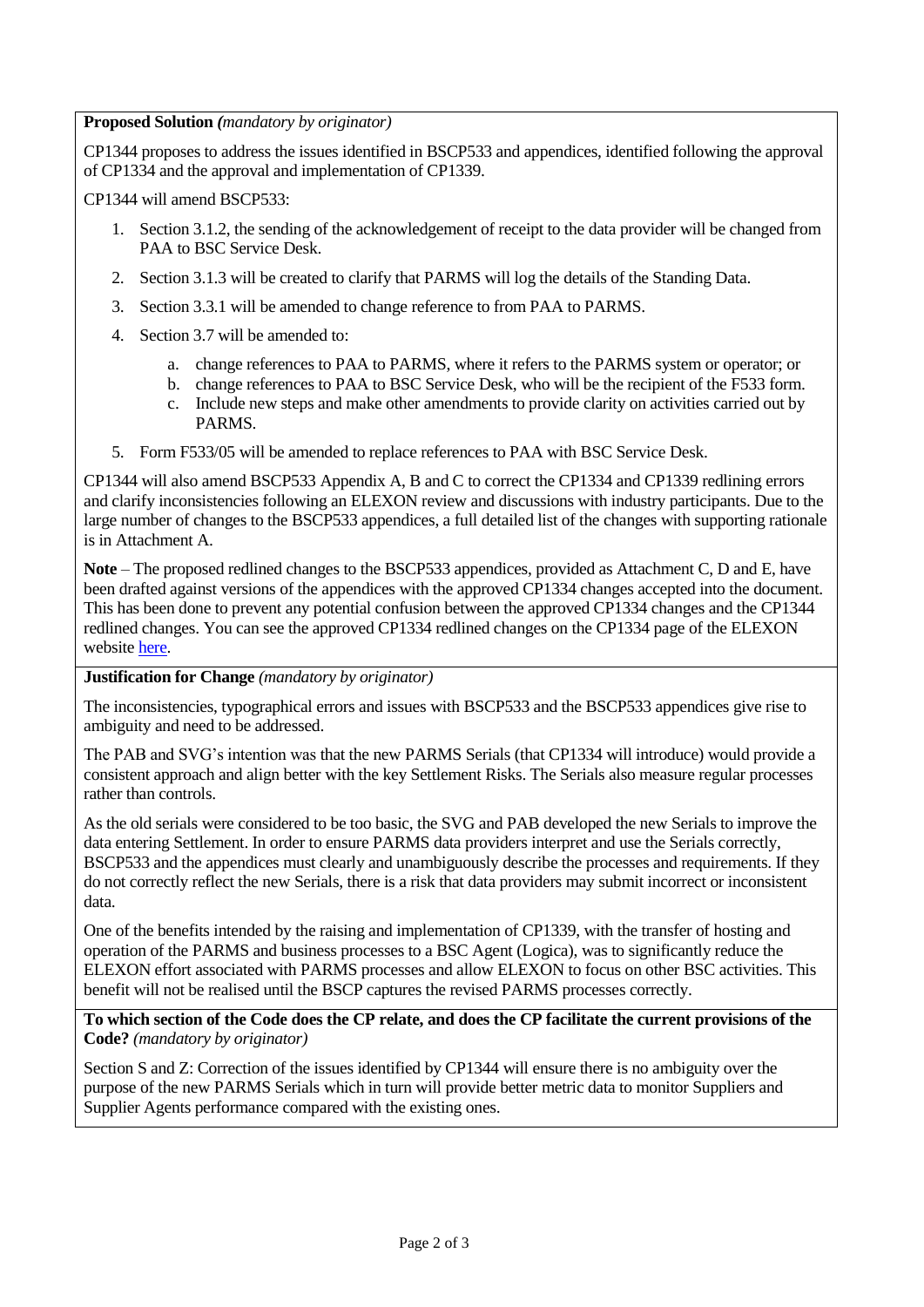**Proposed Solution** *(mandatory by originator)*

CP1344 proposes to address the issues identified in BSCP533 and appendices, identified following the approval of CP1334 and the approval and implementation of CP1339.

CP1344 will amend BSCP533:

1. Section 3.1.2, the sending of the acknowledgement of receipt to the data provider will be changed from PAA to BSC Service Desk.
2. Section 3.1.3 will be created to clarify that PARMS will log the details of the Standing Data.
3. Section 3.3.1 will be amended to change reference to from PAA to PARMS.
4. Section 3.7 will be amended to:
   a. change references to PAA to PARMS, where it refers to the PARMS system or operator; or
   b. change references to PAA to BSC Service Desk, who will be the recipient of the F533 form.
   c. Include new steps and make other amendments to provide clarity on activities carried out by PARMS.
5. Form F533/05 will be amended to replace references to PAA with BSC Service Desk.

CP1344 will also amend BSCP533 Appendix A, B and C to correct the CP1334 and CP1339 redlining errors and clarify inconsistencies following an ELEXON review and discussions with industry participants. Due to the large number of changes to the BSCP533 appendices, a full detailed list of the changes with supporting rationale is in Attachment A.

**Note** – The proposed redlined changes to the BSCP533 appendices, provided as Attachment C, D and E, have been drafted against versions of the appendices with the approved CP1334 changes accepted into the document. This has been done to prevent any potential confusion between the approved CP1334 changes and the CP1344 redlined changes. You can see the approved CP1334 redlined changes on the CP1334 page of the ELEXON website here.

**Justification for Change** *(mandatory by originator)*

The inconsistencies, typographical errors and issues with BSCP533 and the BSCP533 appendices give rise to ambiguity and need to be addressed.

The PAB and SVG's intention was that the new PARMS Serials (that CP1334 will introduce) would provide a consistent approach and align better with the key Settlement Risks. The Serials also measure regular processes rather than controls.

As the old serials were considered to be too basic, the SVG and PAB developed the new Serials to improve the data entering Settlement. In order to ensure PARMS data providers interpret and use the Serials correctly, BSCP533 and the appendices must clearly and unambiguously describe the processes and requirements. If they do not correctly reflect the new Serials, there is a risk that data providers may submit incorrect or inconsistent data.

One of the benefits intended by the raising and implementation of CP1339, with the transfer of hosting and operation of the PARMS and business processes to a BSC Agent (Logica), was to significantly reduce the ELEXON effort associated with PARMS processes and allow ELEXON to focus on other BSC activities. This benefit will not be realised until the BSCP captures the revised PARMS processes correctly.

**To which section of the Code does the CP relate, and does the CP facilitate the current provisions of the Code?** *(mandatory by originator)*

Section S and Z: Correction of the issues identified by CP1344 will ensure there is no ambiguity over the purpose of the new PARMS Serials which in turn will provide better metric data to monitor Suppliers and Supplier Agents performance compared with the existing ones.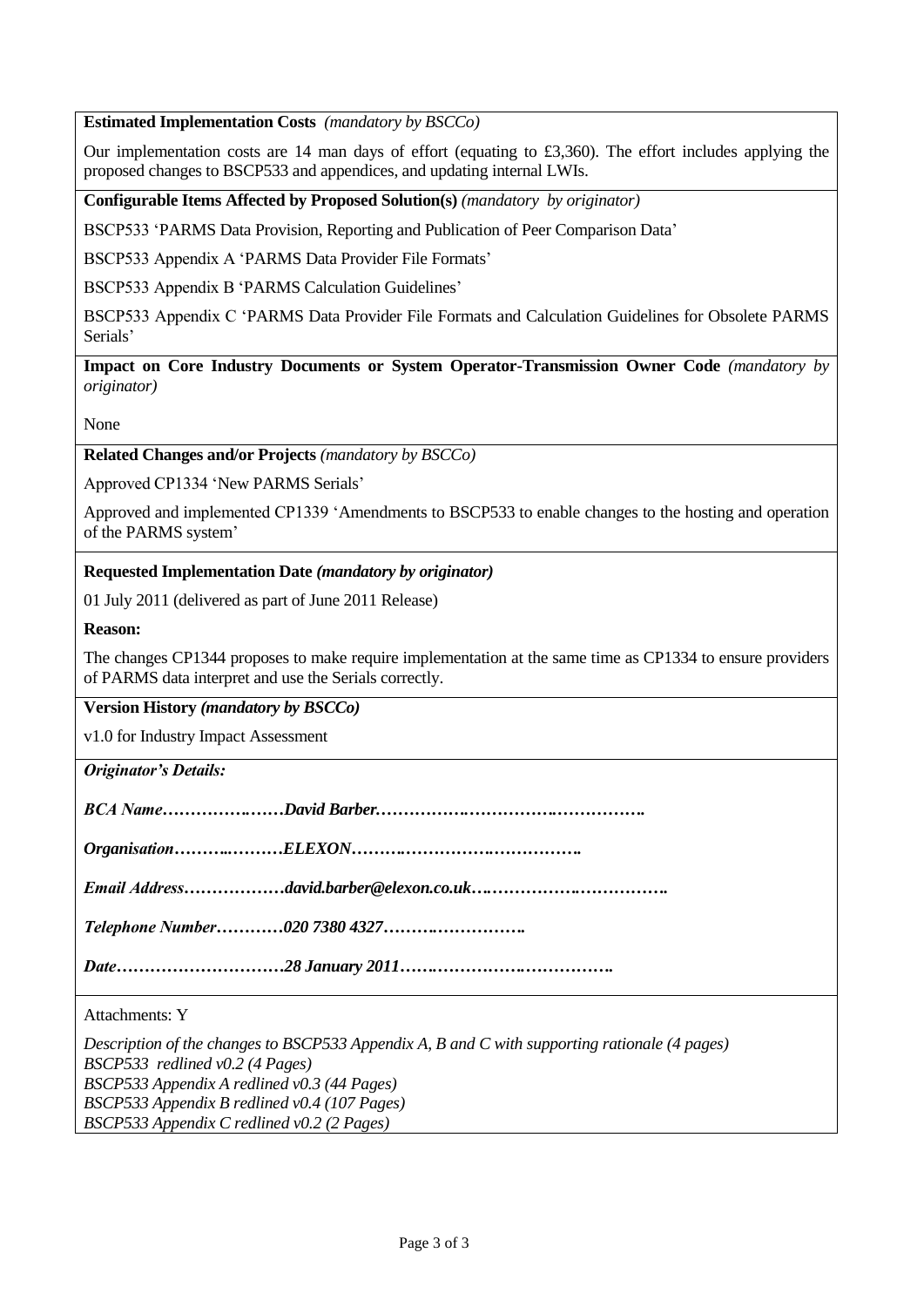**Estimated Implementation Costs** *(mandatory by BSCCo)*

Our implementation costs are 14 man days of effort (equating to £3,360). The effort includes applying the proposed changes to BSCP533 and appendices, and updating internal LWIs.

**Configurable Items Affected by Proposed Solution(s)** *(mandatory by originator)*

BSCP533 'PARMS Data Provision, Reporting and Publication of Peer Comparison Data'

BSCP533 Appendix A 'PARMS Data Provider File Formats'

BSCP533 Appendix B 'PARMS Calculation Guidelines'

BSCP533 Appendix C 'PARMS Data Provider File Formats and Calculation Guidelines for Obsolete PARMS Serials'

**Impact on Core Industry Documents or System Operator-Transmission Owner Code** *(mandatory by originator)*

None

**Related Changes and/or Projects** *(mandatory by BSCCo)*

Approved CP1334 'New PARMS Serials'

Approved and implemented CP1339 'Amendments to BSCP533 to enable changes to the hosting and operation of the PARMS system'

**Requested Implementation Date** ***(mandatory by originator)***

01 July 2011 (delivered as part of June 2011 Release)

**Reason:**

The changes CP1344 proposes to make require implementation at the same time as CP1334 to ensure providers of PARMS data interpret and use the Serials correctly.

**Version History** ***(mandatory by BSCCo)***

v1.0 for Industry Impact Assessment

***Originator's Details:***

***BCA Name…………………David Barber.…………………………………………….***

***Organisation…………………ELEXON…………………………………….***

***Email Address………………david.barber@elexon.co.uk……………………………….***

***Telephone Number…………020 7380 4327……………………….***

***Date…………………………28 January 2011…………………………………….***

Attachments: Y

*Description of the changes to BSCP533 Appendix A, B and C with supporting rationale (4 pages)*
*BSCP533 redlined v0.2 (4 Pages)*
*BSCP533 Appendix A redlined v0.3 (44 Pages)*
*BSCP533 Appendix B redlined v0.4 (107 Pages)*
*BSCP533 Appendix C redlined v0.2 (2 Pages)*